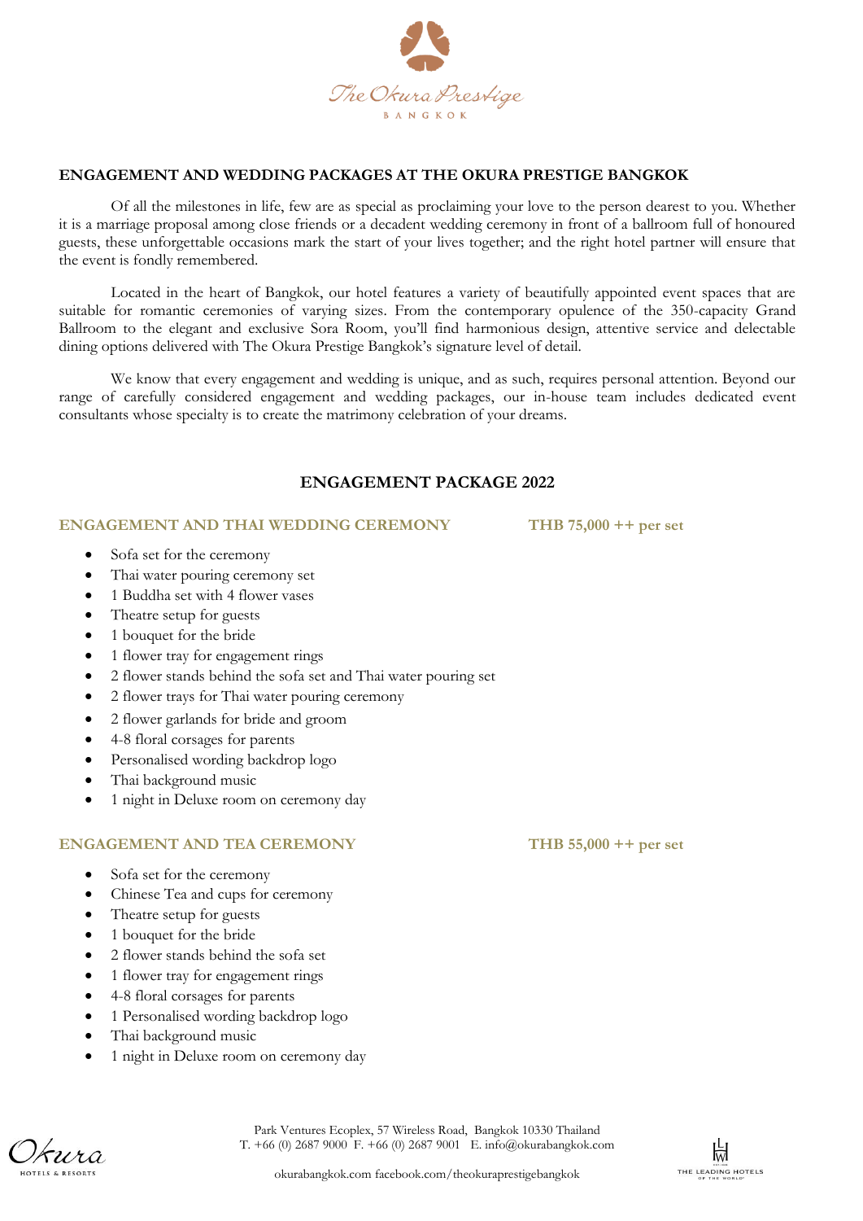# ENGAGEMENT AND WEDDING PACKAGES AT THE OKURA PRESTIGE BANGKOK

Of all the milestones in life, few are as special as proclaiming your love to the person dearest to you. Whether it is a marriage proposal among close friends or a decadent wedding ceremony in front of a ballroom full of honoured guests, these unforgettable occasions mark the start of your lives together; and the right hotel partner will ensure that the event is fondly remembered.

Located in the heart of Bangkok, our hotel features a variety of beautifully appointed event spaces that are suitable for romantic ceremonies of varying sizes. From the contemporary opulence of the 350-capacity Grand Ballroom to the elegant and exclusive Sora Room, you'll find harmonious design, attentive service and delectable dining options delivered with The Okura Prestige Bangkok's signature level of detail.

We know that every engagement and wedding is unique, and as such, requires personal attention. Beyond our range of carefully considered engagement and wedding packages, our in-house team includes dedicated event consultants whose specialty is to create the matrimony celebration of your dreams.

## ENGAGEMENT PACKAGE 2022

### ENGAGEMENT AND THAI WEDDING CEREMONY — THB 75,000 ++ per set

- Sofa set for the ceremony
- Thai water pouring ceremony set
- 1 Buddha set with 4 flower vases
- Theatre setup for guests
- 1 bouquet for the bride
- 1 flower tray for engagement rings
- 2 flower stands behind the sofa set and Thai water pouring set
- 2 flower trays for Thai water pouring ceremony
- 2 flower garlands for bride and groom
- 4-8 floral corsages for parents
- Personalised wording backdrop logo
- Thai background music
- 1 night in Deluxe room on ceremony day

### ENGAGEMENT AND TEA CEREMONY — THB 55,000 ++ per set

- Sofa set for the ceremony
- Chinese Tea and cups for ceremony
- Theatre setup for guests
- 1 bouquet for the bride
- 2 flower stands behind the sofa set
- 1 flower tray for engagement rings
- 4-8 floral corsages for parents
- 1 Personalised wording backdrop logo
- Thai background music
- 1 night in Deluxe room on ceremony day

Park Ventures Ecoplex, 57 Wireless Road, Bangkok 10330 Thailand
T. +66 (0) 2687 9000 F. +66 (0) 2687 9001 E. info@okurabangkok.com

okurabangkok.com facebook.com/theokuraprestigebangkok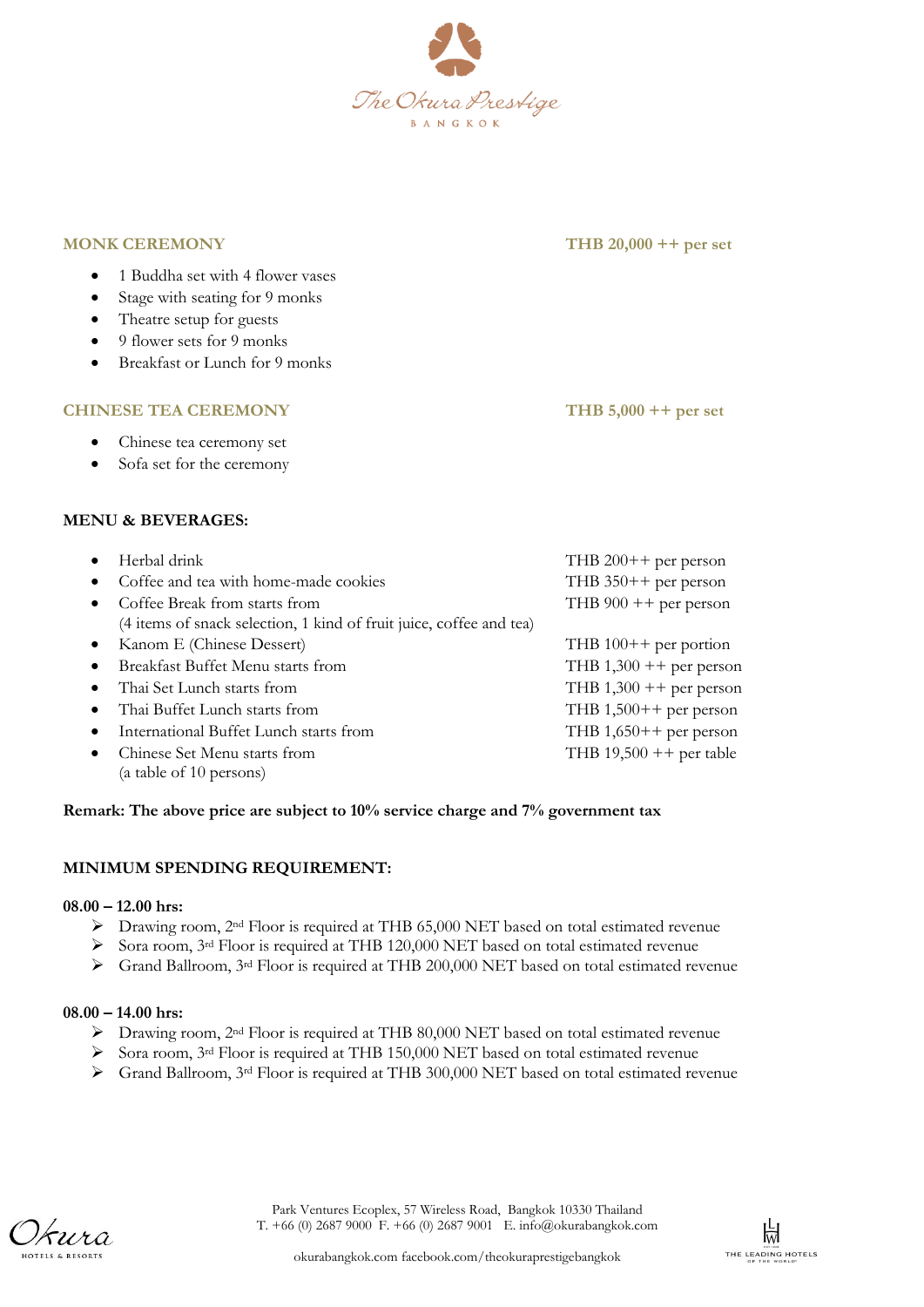## MONK CEREMONY — THB 20,000 ++ per set

- 1 Buddha set with 4 flower vases
- Stage with seating for 9 monks
- Theatre setup for guests
- 9 flower sets for 9 monks
- Breakfast or Lunch for 9 monks

## CHINESE TEA CEREMONY — THB 5,000 ++ per set

- Chinese tea ceremony set
- Sofa set for the ceremony

## MENU & BEVERAGES:

| Item | Price |
| --- | --- |
| Herbal drink | THB 200++ per person |
| Coffee and tea with home-made cookies | THB 350++ per person |
| Coffee Break from starts from (4 items of snack selection, 1 kind of fruit juice, coffee and tea) | THB 900 ++ per person |
| Kanom E (Chinese Dessert) | THB 100++ per portion |
| Breakfast Buffet Menu starts from | THB 1,300 ++ per person |
| Thai Set Lunch starts from | THB 1,300 ++ per person |
| Thai Buffet Lunch starts from | THB 1,500++ per person |
| International Buffet Lunch starts from | THB 1,650++ per person |
| Chinese Set Menu starts from (a table of 10 persons) | THB 19,500 ++ per table |

**Remark: The above price are subject to 10% service charge and 7% government tax**

## MINIMUM SPENDING REQUIREMENT:

**08.00 – 12.00 hrs:**

- Drawing room, 2nd Floor is required at THB 65,000 NET based on total estimated revenue
- Sora room, 3rd Floor is required at THB 120,000 NET based on total estimated revenue
- Grand Ballroom, 3rd Floor is required at THB 200,000 NET based on total estimated revenue

**08.00 – 14.00 hrs:**

- Drawing room, 2nd Floor is required at THB 80,000 NET based on total estimated revenue
- Sora room, 3rd Floor is required at THB 150,000 NET based on total estimated revenue
- Grand Ballroom, 3rd Floor is required at THB 300,000 NET based on total estimated revenue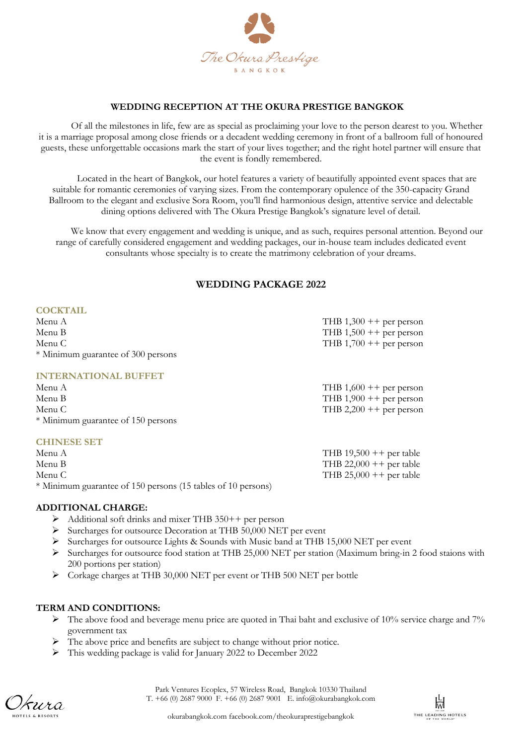The Okura Prestige

BANGKOK

## WEDDING RECEPTION AT THE OKURA PRESTIGE BANGKOK

Of all the milestones in life, few are as special as proclaiming your love to the person dearest to you. Whether it is a marriage proposal among close friends or a decadent wedding ceremony in front of a ballroom full of honoured guests, these unforgettable occasions mark the start of your lives together; and the right hotel partner will ensure that the event is fondly remembered.

Located in the heart of Bangkok, our hotel features a variety of beautifully appointed event spaces that are suitable for romantic ceremonies of varying sizes. From the contemporary opulence of the 350-capacity Grand Ballroom to the elegant and exclusive Sora Room, you'll find harmonious design, attentive service and delectable dining options delivered with The Okura Prestige Bangkok's signature level of detail.

We know that every engagement and wedding is unique, and as such, requires personal attention. Beyond our range of carefully considered engagement and wedding packages, our in-house team includes dedicated event consultants whose specialty is to create the matrimony celebration of your dreams.

## WEDDING PACKAGE 2022

### COCKTAIL

| | |
|---|---|
| Menu A | THB 1,300 ++ per person |
| Menu B | THB 1,500 ++ per person |
| Menu C | THB 1,700 ++ per person |

* Minimum guarantee of 300 persons

### INTERNATIONAL BUFFET

| | |
|---|---|
| Menu A | THB 1,600 ++ per person |
| Menu B | THB 1,900 ++ per person |
| Menu C | THB 2,200 ++ per person |

* Minimum guarantee of 150 persons

### CHINESE SET

| | |
|---|---|
| Menu A | THB 19,500 ++ per table |
| Menu B | THB 22,000 ++ per table |
| Menu C | THB 25,000 ++ per table |

* Minimum guarantee of 150 persons (15 tables of 10 persons)

**ADDITIONAL CHARGE:**

- Additional soft drinks and mixer THB 350++ per person
- Surcharges for outsource Decoration at THB 50,000 NET per event
- Surcharges for outsource Lights & Sounds with Music band at THB 15,000 NET per event
- Surcharges for outsource food station at THB 25,000 NET per station (Maximum bring-in 2 food staions with 200 portions per station)
- Corkage charges at THB 30,000 NET per event or THB 500 NET per bottle

**TERM AND CONDITIONS:**

- The above food and beverage menu price are quoted in Thai baht and exclusive of 10% service charge and 7% government tax
- The above price and benefits are subject to change without prior notice.
- This wedding package is valid for January 2022 to December 2022

Park Ventures Ecoplex, 57 Wireless Road, Bangkok 10330 Thailand
T. +66 (0) 2687 9000 F. +66 (0) 2687 9001 E. info@okurabangkok.com

okurabangkok.com facebook.com/theokuraprestigebangkok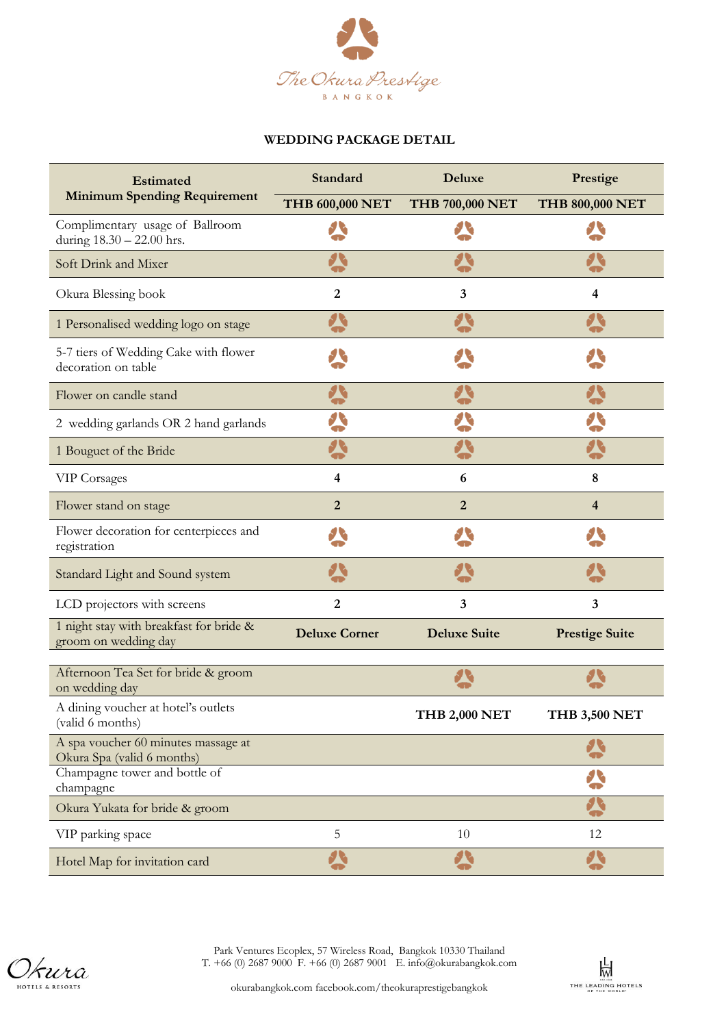The Okura Prestige
BANGKOK

## WEDDING PACKAGE DETAIL

| Estimated Minimum Spending Requirement | Standard | Deluxe | Prestige |
|---|---|---|---|
| | THB 600,000 NET | THB 700,000 NET | THB 800,000 NET |
| Complimentary usage of Ballroom during 18.30 – 22.00 hrs. | ✓ | ✓ | ✓ |
| Soft Drink and Mixer | ✓ | ✓ | ✓ |
| Okura Blessing book | 2 | 3 | 4 |
| 1 Personalised wedding logo on stage | ✓ | ✓ | ✓ |
| 5-7 tiers of Wedding Cake with flower decoration on table | ✓ | ✓ | ✓ |
| Flower on candle stand | ✓ | ✓ | ✓ |
| 2 wedding garlands OR 2 hand garlands | ✓ | ✓ | ✓ |
| 1 Bouguet of the Bride | ✓ | ✓ | ✓ |
| VIP Corsages | 4 | 6 | 8 |
| Flower stand on stage | 2 | 2 | 4 |
| Flower decoration for centerpieces and registration | ✓ | ✓ | ✓ |
| Standard Light and Sound system | ✓ | ✓ | ✓ |
| LCD projectors with screens | 2 | 3 | 3 |
| 1 night stay with breakfast for bride & groom on wedding day | Deluxe Corner | Deluxe Suite | Prestige Suite |
| Afternoon Tea Set for bride & groom on wedding day | | ✓ | ✓ |
| A dining voucher at hotel's outlets (valid 6 months) | | THB 2,000 NET | THB 3,500 NET |
| A spa voucher 60 minutes massage at Okura Spa (valid 6 months) | | | ✓ |
| Champagne tower and bottle of champagne | | | ✓ |
| Okura Yukata for bride & groom | | | ✓ |
| VIP parking space | 5 | 10 | 12 |
| Hotel Map for invitation card | ✓ | ✓ | ✓ |

Park Ventures Ecoplex, 57 Wireless Road, Bangkok 10330 Thailand
T. +66 (0) 2687 9000 F. +66 (0) 2687 9001 E. info@okurabangkok.com

okurabangkok.com facebook.com/theokuraprestigebangkok